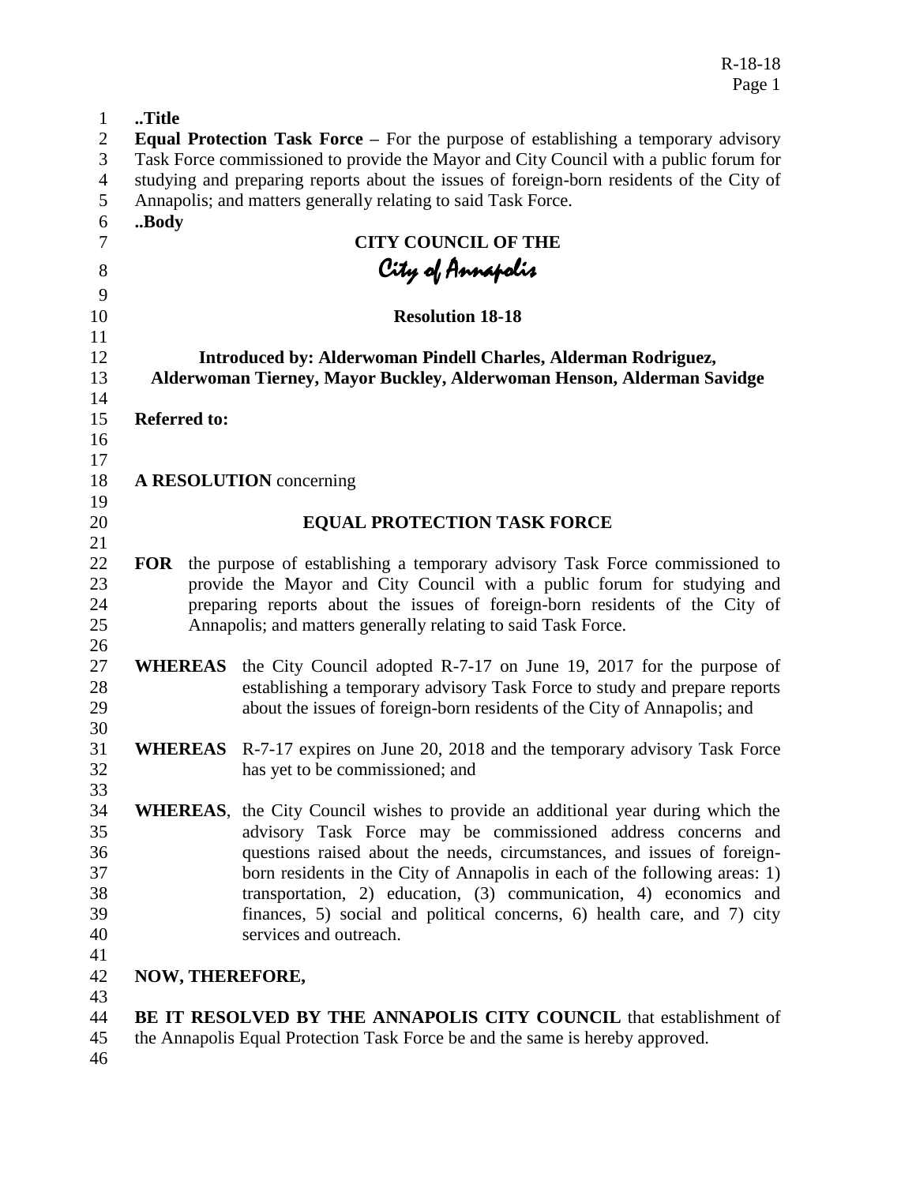..Title

**Equal Protection Task Force** – For the purpose of establishing a temporary advisory Task Force commissioned to provide the Mayor and City Council with a public forum for studying and preparing reports about the issues of foreign-born residents of the City of Annapolis; and matters generally relating to said Task Force.

..Body

**CITY COUNCIL OF THE**

*City of Annapolis*

**Resolution 18-18**

**Introduced by: Alderwoman Pindell Charles, Alderman Rodriguez, Alderwoman Tierney, Mayor Buckley, Alderwoman Henson, Alderman Savidge**

**Referred to:**

**A RESOLUTION** concerning

**EQUAL PROTECTION TASK FORCE**

**FOR** the purpose of establishing a temporary advisory Task Force commissioned to provide the Mayor and City Council with a public forum for studying and preparing reports about the issues of foreign-born residents of the City of Annapolis; and matters generally relating to said Task Force.

**WHEREAS** the City Council adopted R-7-17 on June 19, 2017 for the purpose of establishing a temporary advisory Task Force to study and prepare reports about the issues of foreign-born residents of the City of Annapolis; and

**WHEREAS** R-7-17 expires on June 20, 2018 and the temporary advisory Task Force has yet to be commissioned; and

**WHEREAS**, the City Council wishes to provide an additional year during which the advisory Task Force may be commissioned address concerns and questions raised about the needs, circumstances, and issues of foreign-born residents in the City of Annapolis in each of the following areas: 1) transportation, 2) education, (3) communication, 4) economics and finances, 5) social and political concerns, 6) health care, and 7) city services and outreach.

**NOW, THEREFORE,**

**BE IT RESOLVED BY THE ANNAPOLIS CITY COUNCIL** that establishment of the Annapolis Equal Protection Task Force be and the same is hereby approved.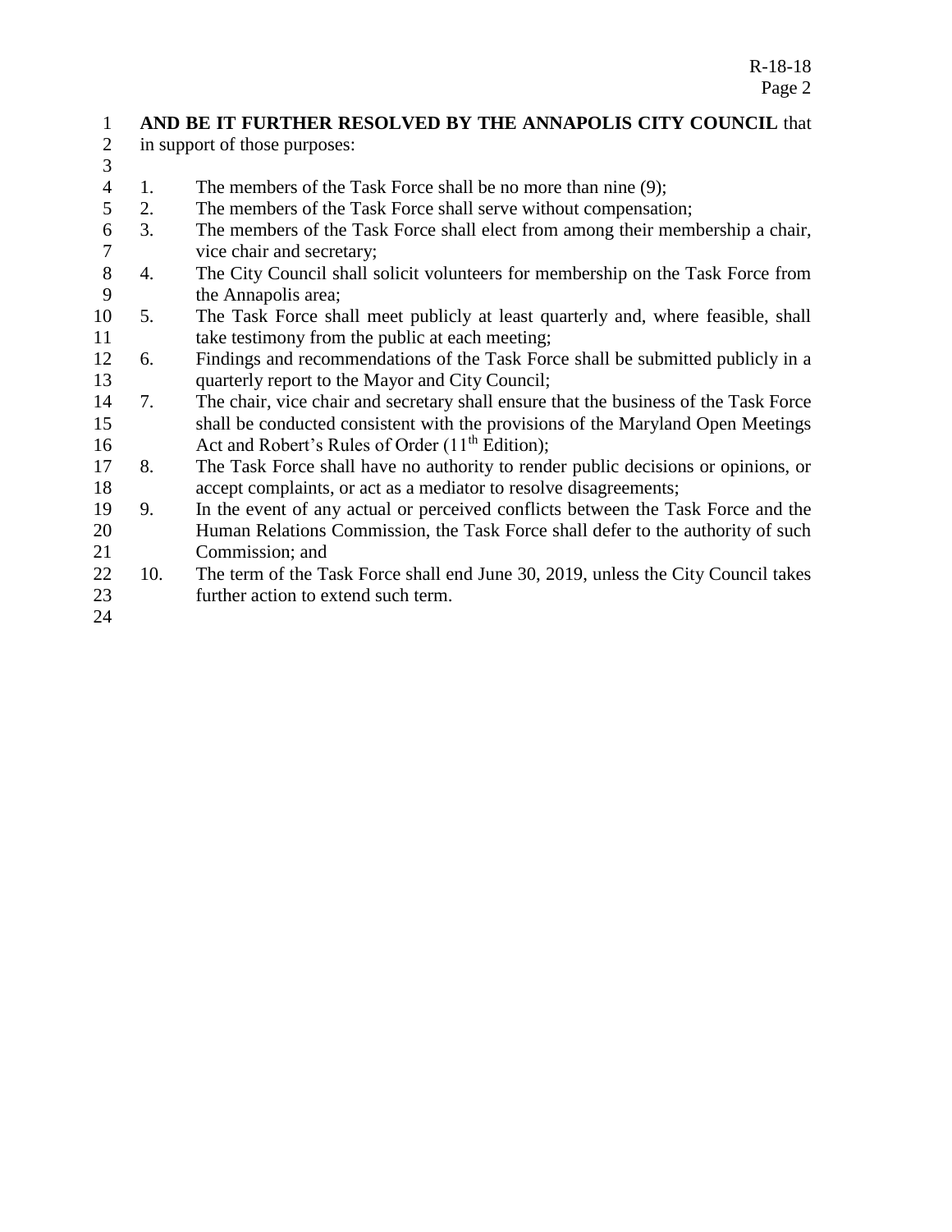**AND BE IT FURTHER RESOLVED BY THE ANNAPOLIS CITY COUNCIL** that in support of those purposes:

1. The members of the Task Force shall be no more than nine (9);
2. The members of the Task Force shall serve without compensation;
3. The members of the Task Force shall elect from among their membership a chair, vice chair and secretary;
4. The City Council shall solicit volunteers for membership on the Task Force from the Annapolis area;
5. The Task Force shall meet publicly at least quarterly and, where feasible, shall take testimony from the public at each meeting;
6. Findings and recommendations of the Task Force shall be submitted publicly in a quarterly report to the Mayor and City Council;
7. The chair, vice chair and secretary shall ensure that the business of the Task Force shall be conducted consistent with the provisions of the Maryland Open Meetings Act and Robert's Rules of Order (11th Edition);
8. The Task Force shall have no authority to render public decisions or opinions, or accept complaints, or act as a mediator to resolve disagreements;
9. In the event of any actual or perceived conflicts between the Task Force and the Human Relations Commission, the Task Force shall defer to the authority of such Commission; and
10. The term of the Task Force shall end June 30, 2019, unless the City Council takes further action to extend such term.